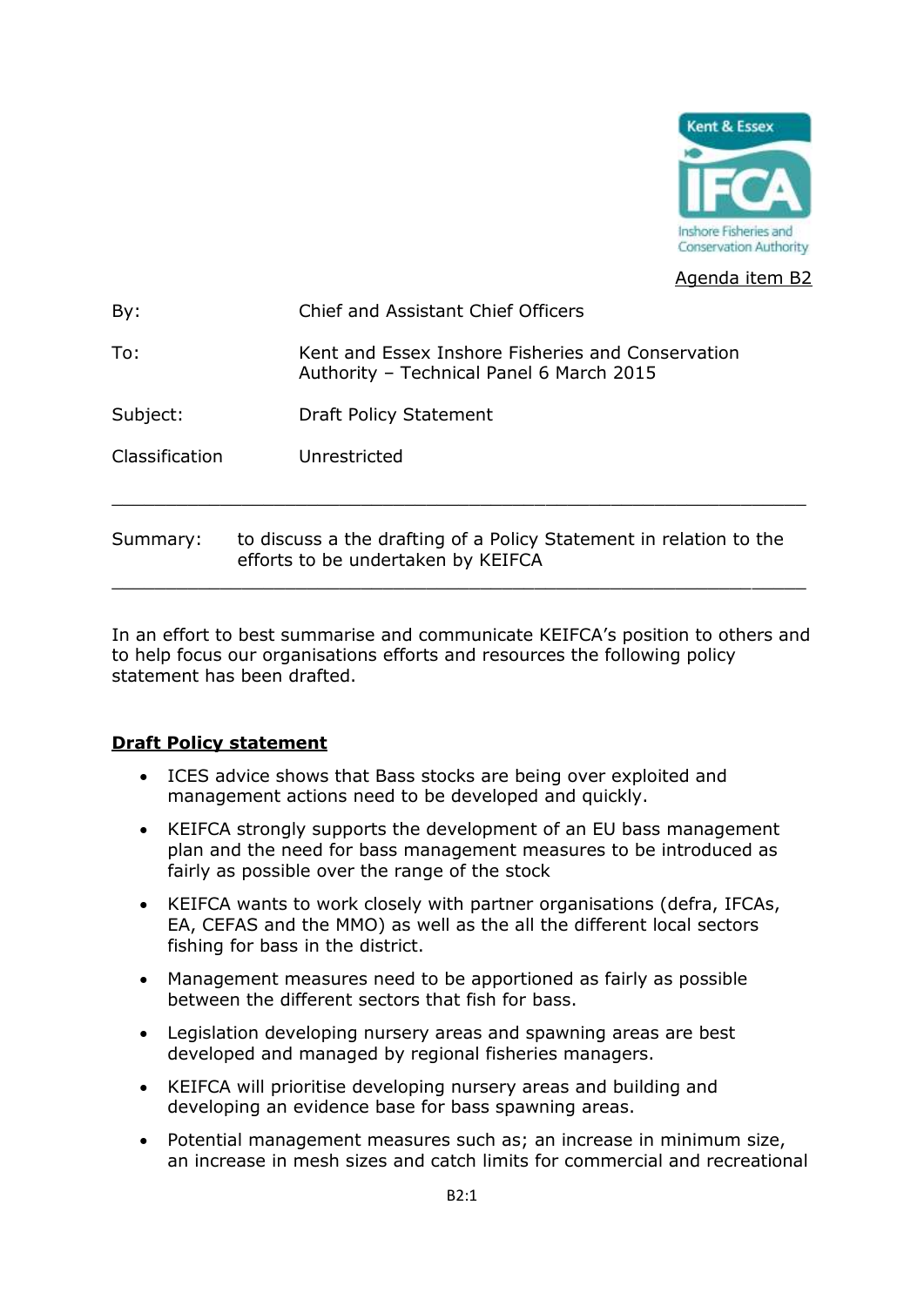Agenda item B2

| | |
|---|---|
| By: | Chief and Assistant Chief Officers |
| To: | Kent and Essex Inshore Fisheries and Conservation Authority – Technical Panel 6 March 2015 |
| Subject: | Draft Policy Statement |
| Classification | Unrestricted |

---

Summary: to discuss a the drafting of a Policy Statement in relation to the efforts to be undertaken by KEIFCA

---

In an effort to best summarise and communicate KEIFCA's position to others and to help focus our organisations efforts and resources the following policy statement has been drafted.

**Draft Policy statement**

- ICES advice shows that Bass stocks are being over exploited and management actions need to be developed and quickly.
- KEIFCA strongly supports the development of an EU bass management plan and the need for bass management measures to be introduced as fairly as possible over the range of the stock
- KEIFCA wants to work closely with partner organisations (defra, IFCAs, EA, CEFAS and the MMO) as well as the all the different local sectors fishing for bass in the district.
- Management measures need to be apportioned as fairly as possible between the different sectors that fish for bass.
- Legislation developing nursery areas and spawning areas are best developed and managed by regional fisheries managers.
- KEIFCA will prioritise developing nursery areas and building and developing an evidence base for bass spawning areas.
- Potential management measures such as; an increase in minimum size, an increase in mesh sizes and catch limits for commercial and recreational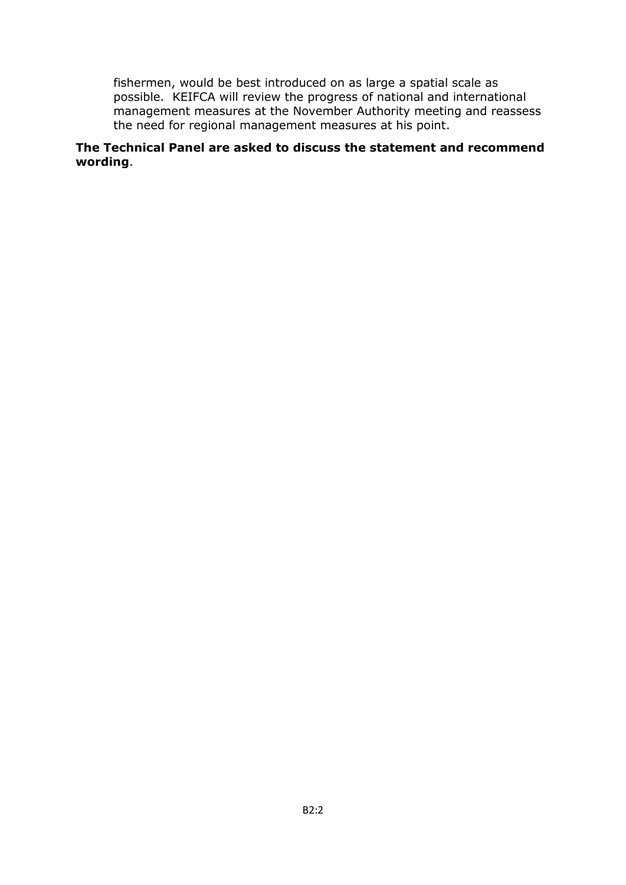fishermen, would be best introduced on as large a spatial scale as possible. KEIFCA will review the progress of national and international management measures at the November Authority meeting and reassess the need for regional management measures at his point.

**The Technical Panel are asked to discuss the statement and recommend wording**.